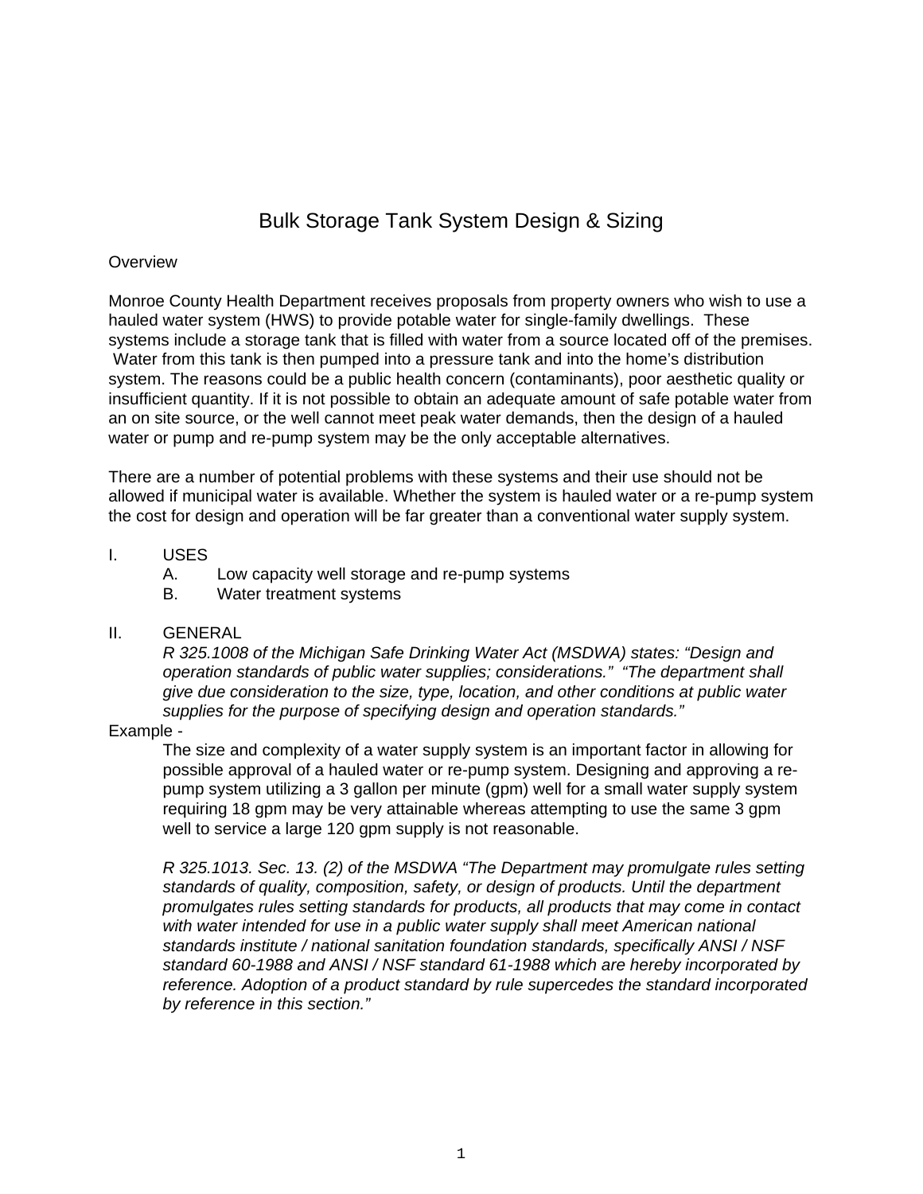# Bulk Storage Tank System Design & Sizing

Overview

Monroe County Health Department receives proposals from property owners who wish to use a hauled water system (HWS) to provide potable water for single-family dwellings. These systems include a storage tank that is filled with water from a source located off of the premises. Water from this tank is then pumped into a pressure tank and into the home's distribution system. The reasons could be a public health concern (contaminants), poor aesthetic quality or insufficient quantity. If it is not possible to obtain an adequate amount of safe potable water from an on site source, or the well cannot meet peak water demands, then the design of a hauled water or pump and re-pump system may be the only acceptable alternatives.

There are a number of potential problems with these systems and their use should not be allowed if municipal water is available. Whether the system is hauled water or a re-pump system the cost for design and operation will be far greater than a conventional water supply system.

I. USES
   A. Low capacity well storage and re-pump systems
   B. Water treatment systems

II. GENERAL

*R 325.1008 of the Michigan Safe Drinking Water Act (MSDWA) states: "Design and operation standards of public water supplies; considerations." "The department shall give due consideration to the size, type, location, and other conditions at public water supplies for the purpose of specifying design and operation standards."*

Example -

The size and complexity of a water supply system is an important factor in allowing for possible approval of a hauled water or re-pump system. Designing and approving a re-pump system utilizing a 3 gallon per minute (gpm) well for a small water supply system requiring 18 gpm may be very attainable whereas attempting to use the same 3 gpm well to service a large 120 gpm supply is not reasonable.

*R 325.1013. Sec. 13. (2) of the MSDWA "The Department may promulgate rules setting standards of quality, composition, safety, or design of products. Until the department promulgates rules setting standards for products, all products that may come in contact with water intended for use in a public water supply shall meet American national standards institute / national sanitation foundation standards, specifically ANSI / NSF standard 60-1988 and ANSI / NSF standard 61-1988 which are hereby incorporated by reference. Adoption of a product standard by rule supercedes the standard incorporated by reference in this section."*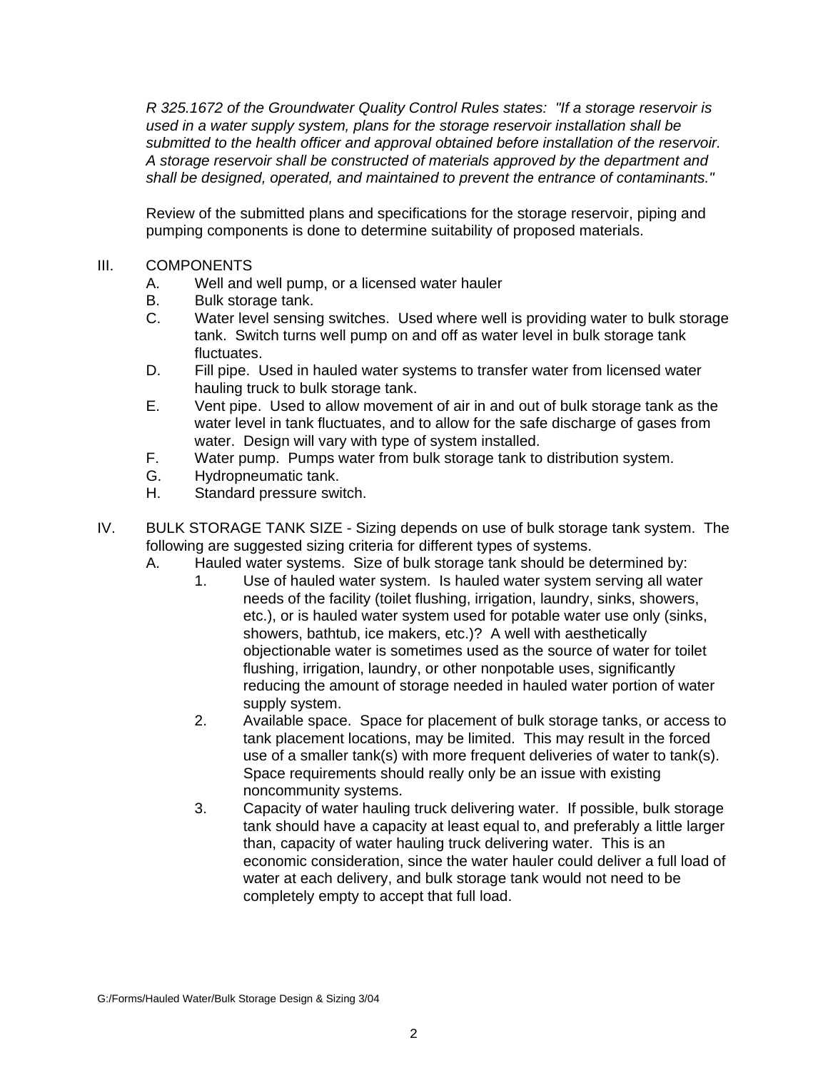*R 325.1672 of the Groundwater Quality Control Rules states: "If a storage reservoir is used in a water supply system, plans for the storage reservoir installation shall be submitted to the health officer and approval obtained before installation of the reservoir. A storage reservoir shall be constructed of materials approved by the department and shall be designed, operated, and maintained to prevent the entrance of contaminants."*

Review of the submitted plans and specifications for the storage reservoir, piping and pumping components is done to determine suitability of proposed materials.

III. COMPONENTS

- A. Well and well pump, or a licensed water hauler
- B. Bulk storage tank.
- C. Water level sensing switches. Used where well is providing water to bulk storage tank. Switch turns well pump on and off as water level in bulk storage tank fluctuates.
- D. Fill pipe. Used in hauled water systems to transfer water from licensed water hauling truck to bulk storage tank.
- E. Vent pipe. Used to allow movement of air in and out of bulk storage tank as the water level in tank fluctuates, and to allow for the safe discharge of gases from water. Design will vary with type of system installed.
- F. Water pump. Pumps water from bulk storage tank to distribution system.
- G. Hydropneumatic tank.
- H. Standard pressure switch.

IV. BULK STORAGE TANK SIZE - Sizing depends on use of bulk storage tank system. The following are suggested sizing criteria for different types of systems.

- A. Hauled water systems. Size of bulk storage tank should be determined by:
  1. Use of hauled water system. Is hauled water system serving all water needs of the facility (toilet flushing, irrigation, laundry, sinks, showers, etc.), or is hauled water system used for potable water use only (sinks, showers, bathtub, ice makers, etc.)? A well with aesthetically objectionable water is sometimes used as the source of water for toilet flushing, irrigation, laundry, or other nonpotable uses, significantly reducing the amount of storage needed in hauled water portion of water supply system.
  2. Available space. Space for placement of bulk storage tanks, or access to tank placement locations, may be limited. This may result in the forced use of a smaller tank(s) with more frequent deliveries of water to tank(s). Space requirements should really only be an issue with existing noncommunity systems.
  3. Capacity of water hauling truck delivering water. If possible, bulk storage tank should have a capacity at least equal to, and preferably a little larger than, capacity of water hauling truck delivering water. This is an economic consideration, since the water hauler could deliver a full load of water at each delivery, and bulk storage tank would not need to be completely empty to accept that full load.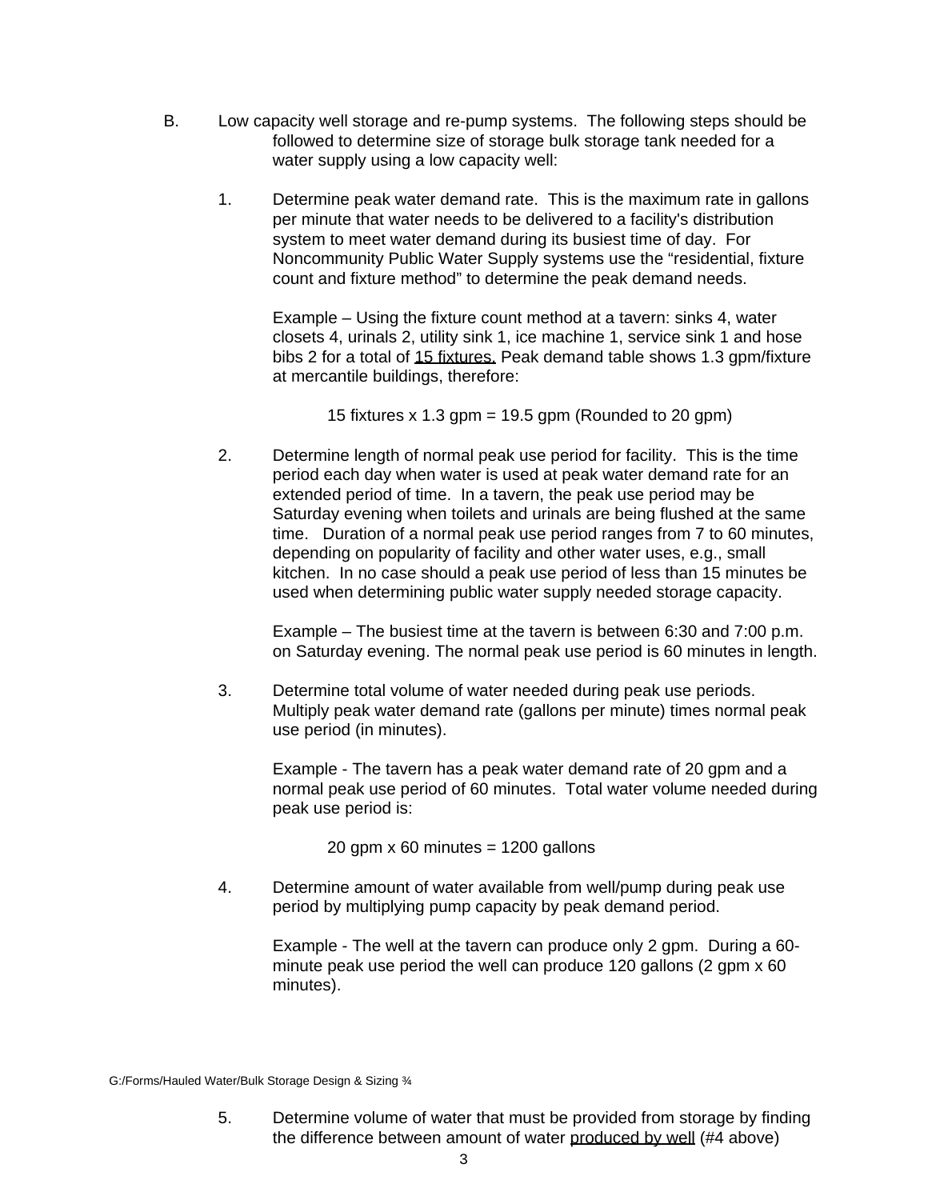B. Low capacity well storage and re-pump systems. The following steps should be followed to determine size of storage bulk storage tank needed for a water supply using a low capacity well:

1. Determine peak water demand rate. This is the maximum rate in gallons per minute that water needs to be delivered to a facility's distribution system to meet water demand during its busiest time of day. For Noncommunity Public Water Supply systems use the "residential, fixture count and fixture method" to determine the peak demand needs.

   Example – Using the fixture count method at a tavern: sinks 4, water closets 4, urinals 2, utility sink 1, ice machine 1, service sink 1 and hose bibs 2 for a total of 15 fixtures. Peak demand table shows 1.3 gpm/fixture at mercantile buildings, therefore:

   15 fixtures x 1.3 gpm = 19.5 gpm (Rounded to 20 gpm)

2. Determine length of normal peak use period for facility. This is the time period each day when water is used at peak water demand rate for an extended period of time. In a tavern, the peak use period may be Saturday evening when toilets and urinals are being flushed at the same time. Duration of a normal peak use period ranges from 7 to 60 minutes, depending on popularity of facility and other water uses, e.g., small kitchen. In no case should a peak use period of less than 15 minutes be used when determining public water supply needed storage capacity.

   Example – The busiest time at the tavern is between 6:30 and 7:00 p.m. on Saturday evening. The normal peak use period is 60 minutes in length.

3. Determine total volume of water needed during peak use periods. Multiply peak water demand rate (gallons per minute) times normal peak use period (in minutes).

   Example - The tavern has a peak water demand rate of 20 gpm and a normal peak use period of 60 minutes. Total water volume needed during peak use period is:

   20 gpm x 60 minutes = 1200 gallons

4. Determine amount of water available from well/pump during peak use period by multiplying pump capacity by peak demand period.

   Example - The well at the tavern can produce only 2 gpm. During a 60-minute peak use period the well can produce 120 gallons (2 gpm x 60 minutes).

G:/Forms/Hauled Water/Bulk Storage Design & Sizing ¾

5. Determine volume of water that must be provided from storage by finding the difference between amount of water produced by well (#4 above)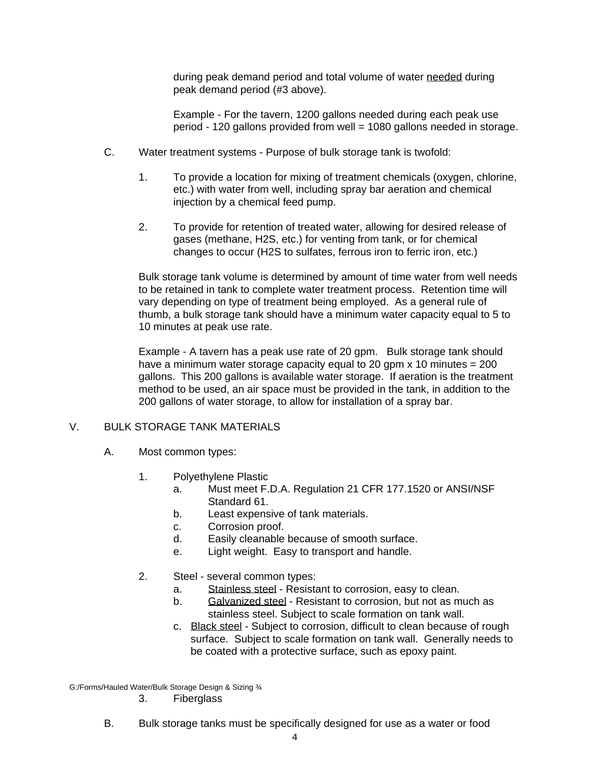during peak demand period and total volume of water <u>needed</u> during peak demand period (#3 above).

Example - For the tavern, 1200 gallons needed during each peak use period - 120 gallons provided from well = 1080 gallons needed in storage.

C. Water treatment systems - Purpose of bulk storage tank is twofold:

1. To provide a location for mixing of treatment chemicals (oxygen, chlorine, etc.) with water from well, including spray bar aeration and chemical injection by a chemical feed pump.

2. To provide for retention of treated water, allowing for desired release of gases (methane, $H_2S$, etc.) for venting from tank, or for chemical changes to occur ($H_2S$ to sulfates, ferrous iron to ferric iron, etc.)

Bulk storage tank volume is determined by amount of time water from well needs to be retained in tank to complete water treatment process. Retention time will vary depending on type of treatment being employed. As a general rule of thumb, a bulk storage tank should have a minimum water capacity equal to 5 to 10 minutes at peak use rate.

Example - A tavern has a peak use rate of 20 gpm. Bulk storage tank should have a minimum water storage capacity equal to 20 gpm x 10 minutes = 200 gallons. This 200 gallons is available water storage. If aeration is the treatment method to be used, an air space must be provided in the tank, in addition to the 200 gallons of water storage, to allow for installation of a spray bar.

V. BULK STORAGE TANK MATERIALS

A. Most common types:

1. Polyethylene Plastic
   a. Must meet F.D.A. Regulation 21 CFR 177.1520 or ANSI/NSF Standard 61.
   b. Least expensive of tank materials.
   c. Corrosion proof.
   d. Easily cleanable because of smooth surface.
   e. Light weight. Easy to transport and handle.

2. Steel - several common types:
   a. <u>Stainless steel</u> - Resistant to corrosion, easy to clean.
   b. <u>Galvanized steel</u> - Resistant to corrosion, but not as much as stainless steel. Subject to scale formation on tank wall.
   c. <u>Black steel</u> - Subject to corrosion, difficult to clean because of rough surface. Subject to scale formation on tank wall. Generally needs to be coated with a protective surface, such as epoxy paint.

3. Fiberglass

B. Bulk storage tanks must be specifically designed for use as a water or food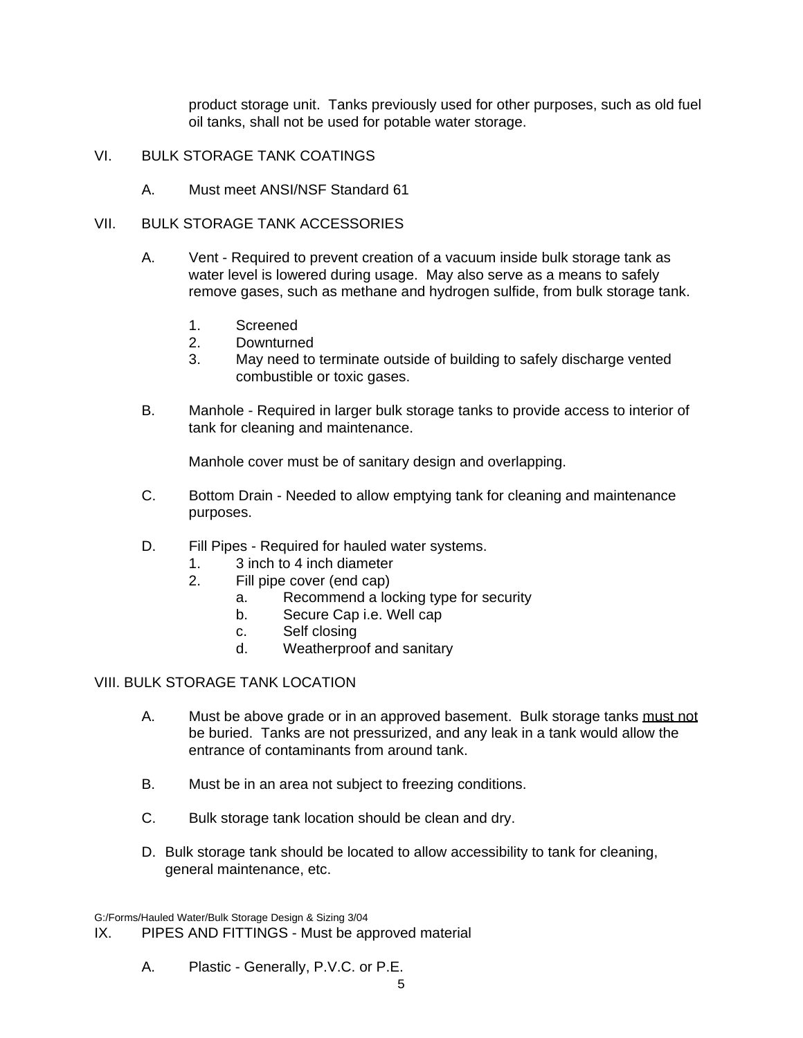product storage unit. Tanks previously used for other purposes, such as old fuel oil tanks, shall not be used for potable water storage.

## VI. BULK STORAGE TANK COATINGS

A. Must meet ANSI/NSF Standard 61

## VII. BULK STORAGE TANK ACCESSORIES

A. Vent - Required to prevent creation of a vacuum inside bulk storage tank as water level is lowered during usage. May also serve as a means to safely remove gases, such as methane and hydrogen sulfide, from bulk storage tank.

1. Screened
2. Downturned
3. May need to terminate outside of building to safely discharge vented combustible or toxic gases.

B. Manhole - Required in larger bulk storage tanks to provide access to interior of tank for cleaning and maintenance.

Manhole cover must be of sanitary design and overlapping.

C. Bottom Drain - Needed to allow emptying tank for cleaning and maintenance purposes.

D. Fill Pipes - Required for hauled water systems.
1. 3 inch to 4 inch diameter
2. Fill pipe cover (end cap)
   a. Recommend a locking type for security
   b. Secure Cap i.e. Well cap
   c. Self closing
   d. Weatherproof and sanitary

## VIII. BULK STORAGE TANK LOCATION

A. Must be above grade or in an approved basement. Bulk storage tanks <u>must not</u> be buried. Tanks are not pressurized, and any leak in a tank would allow the entrance of contaminants from around tank.

B. Must be in an area not subject to freezing conditions.

C. Bulk storage tank location should be clean and dry.

D. Bulk storage tank should be located to allow accessibility to tank for cleaning, general maintenance, etc.

G:/Forms/Hauled Water/Bulk Storage Design & Sizing 3/04

## IX. PIPES AND FITTINGS - Must be approved material

A. Plastic - Generally, P.V.C. or P.E.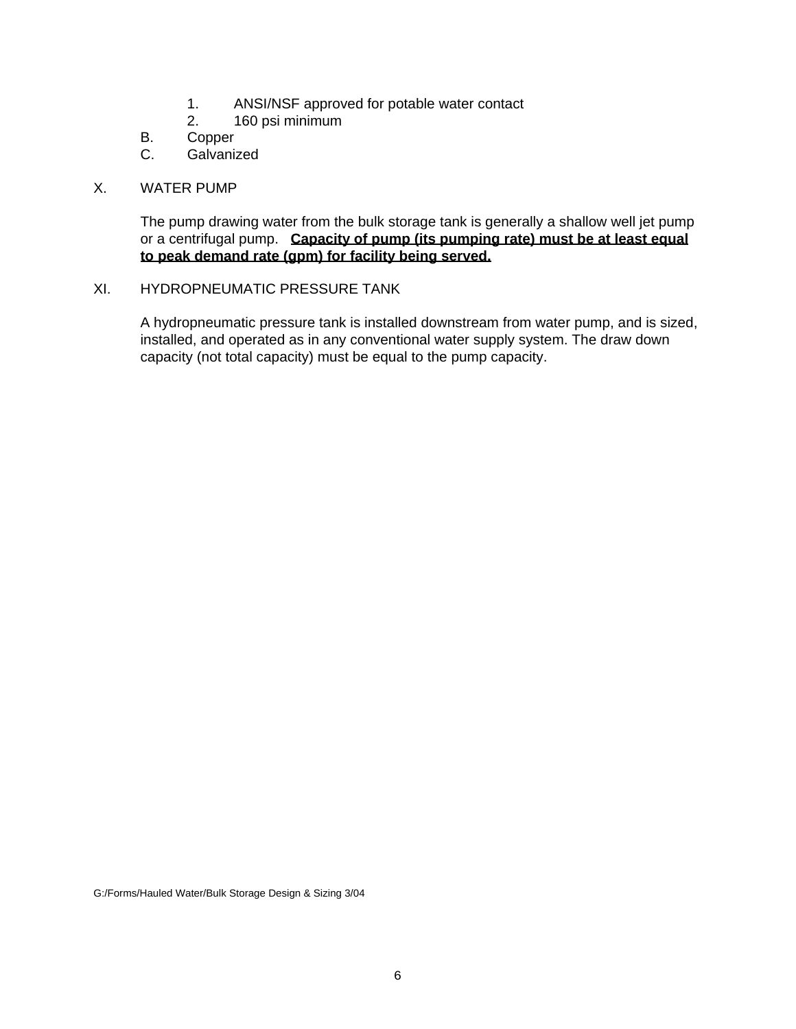1. ANSI/NSF approved for potable water contact
2. 160 psi minimum

B. Copper

C. Galvanized

## X. WATER PUMP

The pump drawing water from the bulk storage tank is generally a shallow well jet pump or a centrifugal pump. **<u>Capacity of pump (its pumping rate) must be at least equal to peak demand rate (gpm) for facility being served.</u>**

## XI. HYDROPNEUMATIC PRESSURE TANK

A hydropneumatic pressure tank is installed downstream from water pump, and is sized, installed, and operated as in any conventional water supply system. The draw down capacity (not total capacity) must be equal to the pump capacity.

G:/Forms/Hauled Water/Bulk Storage Design & Sizing 3/04